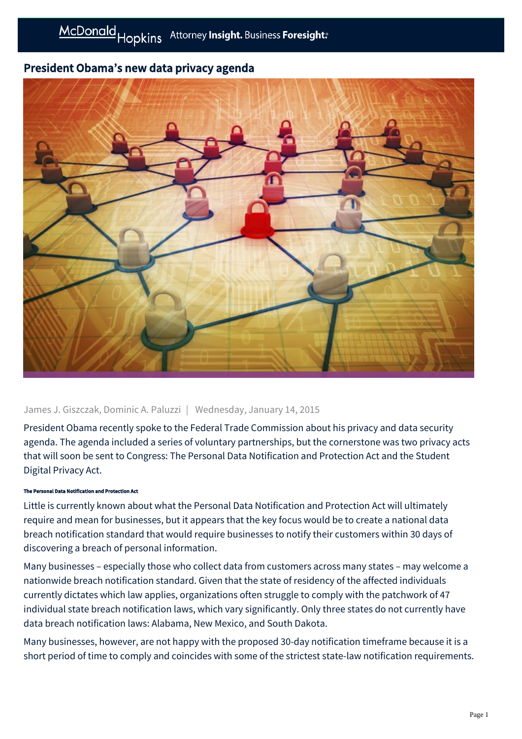# President Obama's new data privacy agenda

James J. Giszczak, Dominic A. Paluzzi | Wednesday, January 14, 2015

President Obama recently spoke to the Federal Trade Commission about his privacy and data security agenda. The agenda included a series of voluntary partnerships, but the cornerstone was two privacy acts that will soon be sent to Congress: The Personal Data Notification and Protection Act and the Student Digital Privacy Act.

###### The Personal Data Notification and Protection Act

Little is currently known about what the Personal Data Notification and Protection Act will ultimately require and mean for businesses, but it appears that the key focus would be to create a national data breach notification standard that would require businesses to notify their customers within 30 days of discovering a breach of personal information.

Many businesses – especially those who collect data from customers across many states – may welcome a nationwide breach notification standard. Given that the state of residency of the affected individuals currently dictates which law applies, organizations often struggle to comply with the patchwork of 47 individual state breach notification laws, which vary significantly. Only three states do not currently have data breach notification laws: Alabama, New Mexico, and South Dakota.

Many businesses, however, are not happy with the proposed 30-day notification timeframe because it is a short period of time to comply and coincides with some of the strictest state-law notification requirements.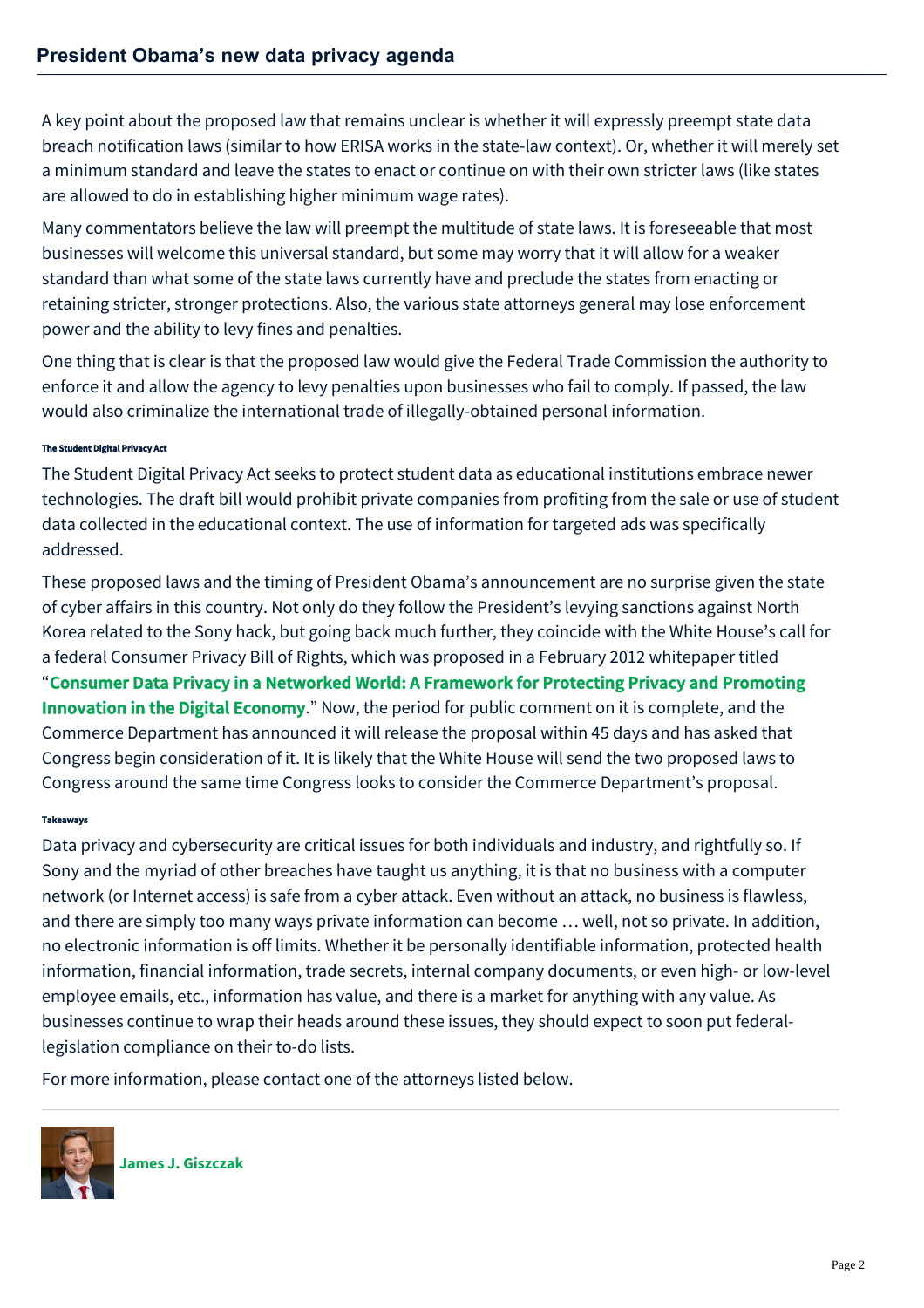A key point about the proposed law that remains unclear is whether it will expressly preempt state data breach notification laws (similar to how ERISA works in the state-law context). Or, whether it will merely set a minimum standard and leave the states to enact or continue on with their own stricter laws (like states are allowed to do in establishing higher minimum wage rates).

Many commentators believe the law will preempt the multitude of state laws. It is foreseeable that most businesses will welcome this universal standard, but some may worry that it will allow for a weaker standard than what some of the state laws currently have and preclude the states from enacting or retaining stricter, stronger protections. Also, the various state attorneys general may lose enforcement power and the ability to levy fines and penalties.

One thing that is clear is that the proposed law would give the Federal Trade Commission the authority to enforce it and allow the agency to levy penalties upon businesses who fail to comply. If passed, the law would also criminalize the international trade of illegally-obtained personal information.

##### The Student Digital Privacy Act

The Student Digital Privacy Act seeks to protect student data as educational institutions embrace newer technologies. The draft bill would prohibit private companies from profiting from the sale or use of student data collected in the educational context. The use of information for targeted ads was specifically addressed.

These proposed laws and the timing of President Obama's announcement are no surprise given the state of cyber affairs in this country. Not only do they follow the President's levying sanctions against North Korea related to the Sony hack, but going back much further, they coincide with the White House's call for a federal Consumer Privacy Bill of Rights, which was proposed in a February 2012 whitepaper titled "**Consumer Data Privacy in a Networked World: A Framework for Protecting Privacy and Promoting Innovation in the Digital Economy**." Now, the period for public comment on it is complete, and the Commerce Department has announced it will release the proposal within 45 days and has asked that Congress begin consideration of it. It is likely that the White House will send the two proposed laws to Congress around the same time Congress looks to consider the Commerce Department's proposal.

##### Takeaways

Data privacy and cybersecurity are critical issues for both individuals and industry, and rightfully so. If Sony and the myriad of other breaches have taught us anything, it is that no business with a computer network (or Internet access) is safe from a cyber attack. Even without an attack, no business is flawless, and there are simply too many ways private information can become … well, not so private. In addition, no electronic information is off limits. Whether it be personally identifiable information, protected health information, financial information, trade secrets, internal company documents, or even high- or low-level employee emails, etc., information has value, and there is a market for anything with any value. As businesses continue to wrap their heads around these issues, they should expect to soon put federal-legislation compliance on their to-do lists.

For more information, please contact one of the attorneys listed below.

---

**James J. Giszczak**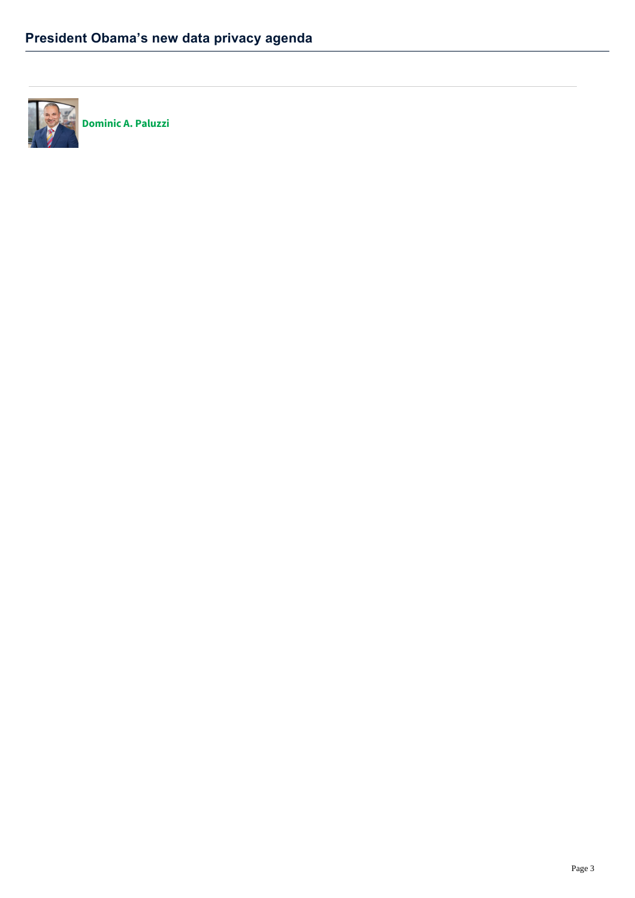Dominic A. Paluzzi